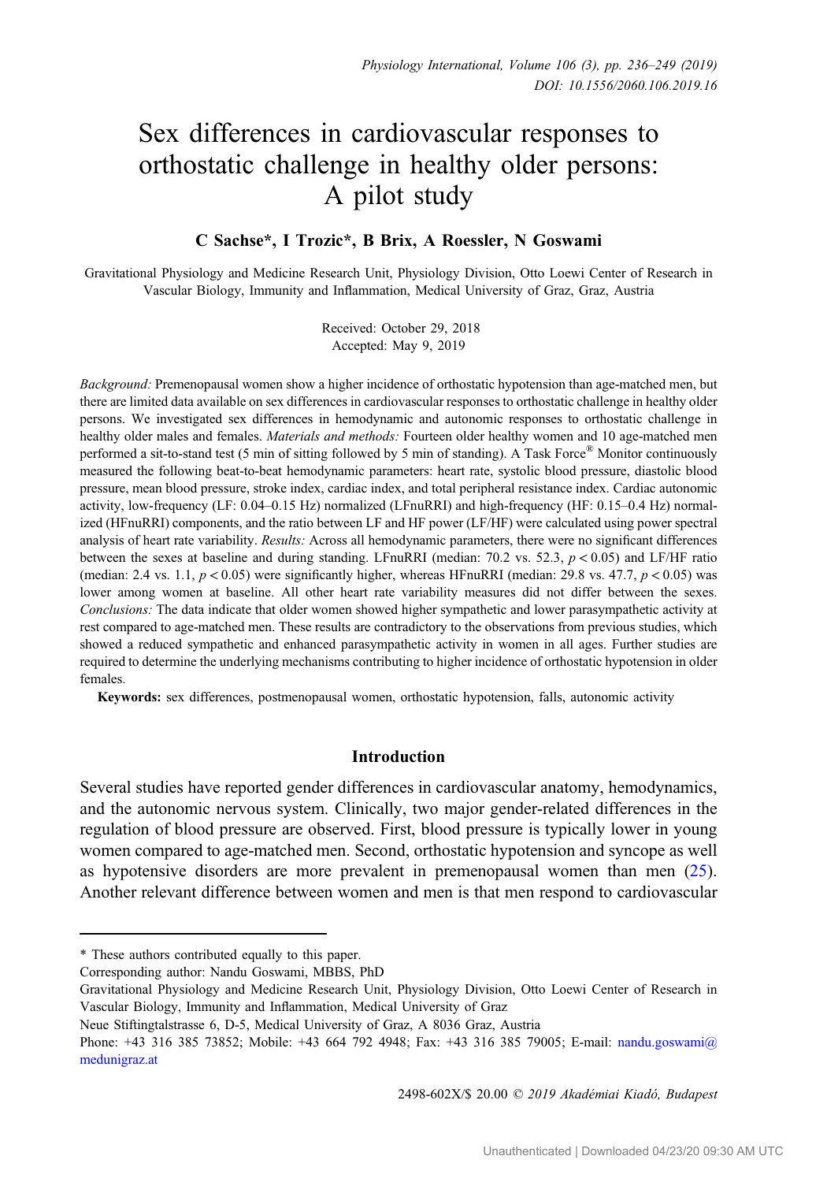# Sex differences in cardiovascular responses to orthostatic challenge in healthy older persons: A pilot study

**C Sachse\*, I Trozic\*, B Brix, A Roessler, N Goswami**

Gravitational Physiology and Medicine Research Unit, Physiology Division, Otto Loewi Center of Research in Vascular Biology, Immunity and Inflammation, Medical University of Graz, Graz, Austria

Received: October 29, 2018
Accepted: May 9, 2019

*Background:* Premenopausal women show a higher incidence of orthostatic hypotension than age-matched men, but there are limited data available on sex differences in cardiovascular responses to orthostatic challenge in healthy older persons. We investigated sex differences in hemodynamic and autonomic responses to orthostatic challenge in healthy older males and females. *Materials and methods:* Fourteen older healthy women and 10 age-matched men performed a sit-to-stand test (5 min of sitting followed by 5 min of standing). A Task Force® Monitor continuously measured the following beat-to-beat hemodynamic parameters: heart rate, systolic blood pressure, diastolic blood pressure, mean blood pressure, stroke index, cardiac index, and total peripheral resistance index. Cardiac autonomic activity, low-frequency (LF: 0.04–0.15 Hz) normalized (LFnuRRI) and high-frequency (HF: 0.15–0.4 Hz) normalized (HFnuRRI) components, and the ratio between LF and HF power (LF/HF) were calculated using power spectral analysis of heart rate variability. *Results:* Across all hemodynamic parameters, there were no significant differences between the sexes at baseline and during standing. LFnuRRI (median: 70.2 vs. 52.3, $p < 0.05$) and LF/HF ratio (median: 2.4 vs. 1.1, $p < 0.05$) were significantly higher, whereas HFnuRRI (median: 29.8 vs. 47.7, $p < 0.05$) was lower among women at baseline. All other heart rate variability measures did not differ between the sexes. *Conclusions:* The data indicate that older women showed higher sympathetic and lower parasympathetic activity at rest compared to age-matched men. These results are contradictory to the observations from previous studies, which showed a reduced sympathetic and enhanced parasympathetic activity in women in all ages. Further studies are required to determine the underlying mechanisms contributing to higher incidence of orthostatic hypotension in older females.

**Keywords:** sex differences, postmenopausal women, orthostatic hypotension, falls, autonomic activity

## Introduction

Several studies have reported gender differences in cardiovascular anatomy, hemodynamics, and the autonomic nervous system. Clinically, two major gender-related differences in the regulation of blood pressure are observed. First, blood pressure is typically lower in young women compared to age-matched men. Second, orthostatic hypotension and syncope as well as hypotensive disorders are more prevalent in premenopausal women than men (25). Another relevant difference between women and men is that men respond to cardiovascular

---

\* These authors contributed equally to this paper.

Corresponding author: Nandu Goswami, MBBS, PhD

Gravitational Physiology and Medicine Research Unit, Physiology Division, Otto Loewi Center of Research in Vascular Biology, Immunity and Inflammation, Medical University of Graz

Neue Stiftingtalstrasse 6, D-5, Medical University of Graz, A 8036 Graz, Austria

Phone: +43 316 385 73852; Mobile: +43 664 792 4948; Fax: +43 316 385 79005; E-mail: nandu.goswami@medunigraz.at

2498-602X/$ 20.00 © 2019 Akadémiai Kiadó, Budapest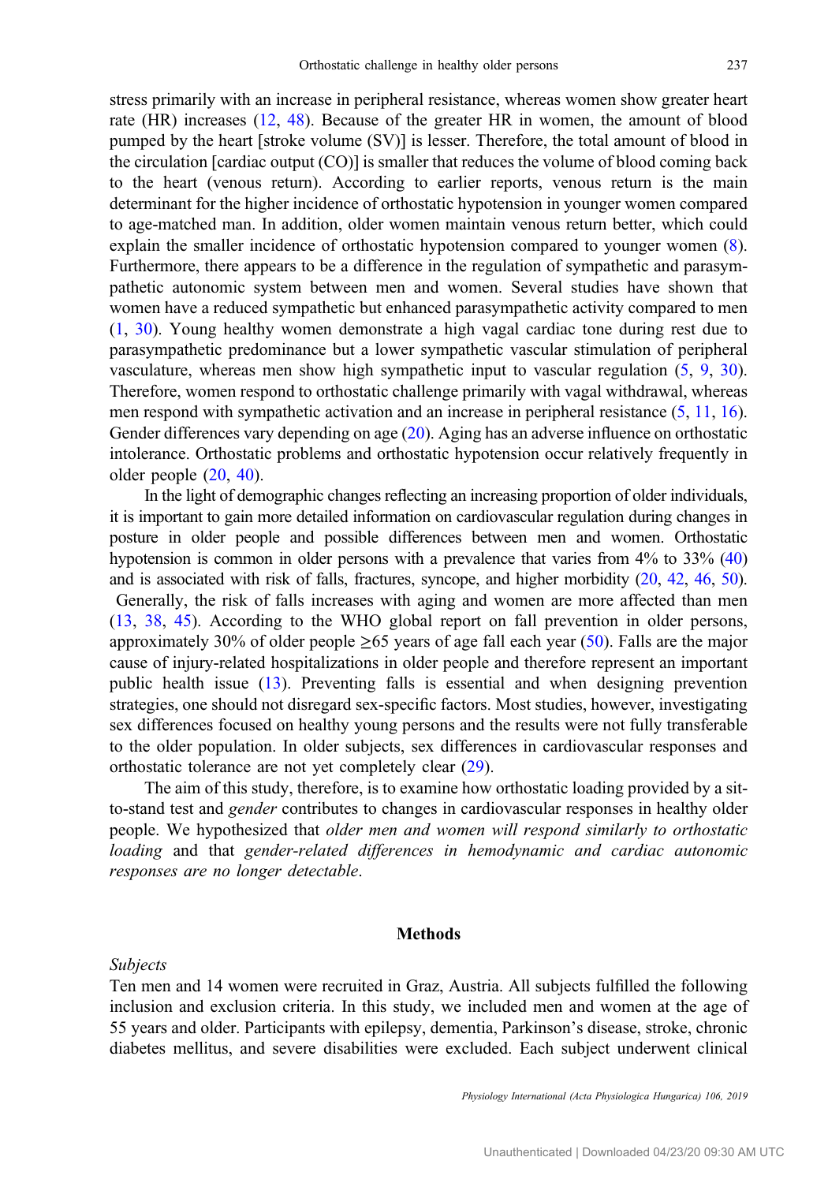stress primarily with an increase in peripheral resistance, whereas women show greater heart rate (HR) increases (12, 48). Because of the greater HR in women, the amount of blood pumped by the heart [stroke volume (SV)] is lesser. Therefore, the total amount of blood in the circulation [cardiac output (CO)] is smaller that reduces the volume of blood coming back to the heart (venous return). According to earlier reports, venous return is the main determinant for the higher incidence of orthostatic hypotension in younger women compared to age-matched man. In addition, older women maintain venous return better, which could explain the smaller incidence of orthostatic hypotension compared to younger women (8). Furthermore, there appears to be a difference in the regulation of sympathetic and parasympathetic autonomic system between men and women. Several studies have shown that women have a reduced sympathetic but enhanced parasympathetic activity compared to men (1, 30). Young healthy women demonstrate a high vagal cardiac tone during rest due to parasympathetic predominance but a lower sympathetic vascular stimulation of peripheral vasculature, whereas men show high sympathetic input to vascular regulation (5, 9, 30). Therefore, women respond to orthostatic challenge primarily with vagal withdrawal, whereas men respond with sympathetic activation and an increase in peripheral resistance (5, 11, 16). Gender differences vary depending on age (20). Aging has an adverse influence on orthostatic intolerance. Orthostatic problems and orthostatic hypotension occur relatively frequently in older people (20, 40).

In the light of demographic changes reflecting an increasing proportion of older individuals, it is important to gain more detailed information on cardiovascular regulation during changes in posture in older people and possible differences between men and women. Orthostatic hypotension is common in older persons with a prevalence that varies from 4% to 33% (40) and is associated with risk of falls, fractures, syncope, and higher morbidity (20, 42, 46, 50). Generally, the risk of falls increases with aging and women are more affected than men (13, 38, 45). According to the WHO global report on fall prevention in older persons, approximately 30% of older people ≥65 years of age fall each year (50). Falls are the major cause of injury-related hospitalizations in older people and therefore represent an important public health issue (13). Preventing falls is essential and when designing prevention strategies, one should not disregard sex-specific factors. Most studies, however, investigating sex differences focused on healthy young persons and the results were not fully transferable to the older population. In older subjects, sex differences in cardiovascular responses and orthostatic tolerance are not yet completely clear (29).

The aim of this study, therefore, is to examine how orthostatic loading provided by a sit-to-stand test and *gender* contributes to changes in cardiovascular responses in healthy older people. We hypothesized that *older men and women will respond similarly to orthostatic loading* and that *gender-related differences in hemodynamic and cardiac autonomic responses are no longer detectable*.

## Methods

*Subjects*

Ten men and 14 women were recruited in Graz, Austria. All subjects fulfilled the following inclusion and exclusion criteria. In this study, we included men and women at the age of 55 years and older. Participants with epilepsy, dementia, Parkinson's disease, stroke, chronic diabetes mellitus, and severe disabilities were excluded. Each subject underwent clinical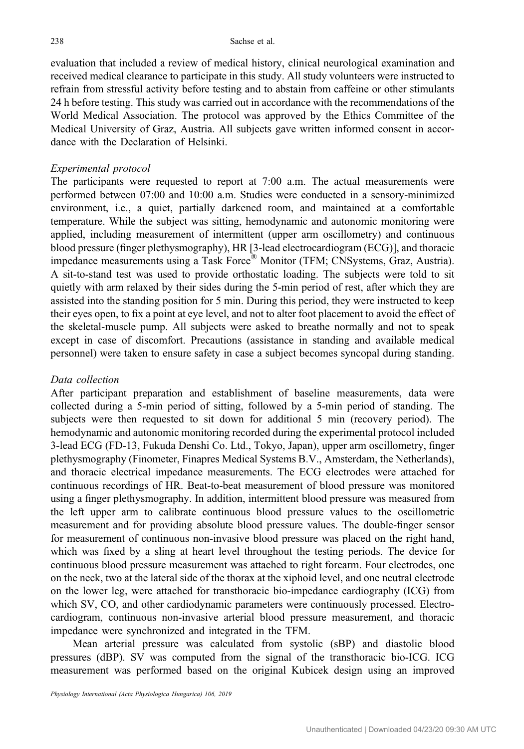evaluation that included a review of medical history, clinical neurological examination and received medical clearance to participate in this study. All study volunteers were instructed to refrain from stressful activity before testing and to abstain from caffeine or other stimulants 24 h before testing. This study was carried out in accordance with the recommendations of the World Medical Association. The protocol was approved by the Ethics Committee of the Medical University of Graz, Austria. All subjects gave written informed consent in accordance with the Declaration of Helsinki.

*Experimental protocol*

The participants were requested to report at 7:00 a.m. The actual measurements were performed between 07:00 and 10:00 a.m. Studies were conducted in a sensory-minimized environment, i.e., a quiet, partially darkened room, and maintained at a comfortable temperature. While the subject was sitting, hemodynamic and autonomic monitoring were applied, including measurement of intermittent (upper arm oscillometry) and continuous blood pressure (finger plethysmography), HR [3-lead electrocardiogram (ECG)], and thoracic impedance measurements using a Task Force® Monitor (TFM; CNSystems, Graz, Austria). A sit-to-stand test was used to provide orthostatic loading. The subjects were told to sit quietly with arm relaxed by their sides during the 5-min period of rest, after which they are assisted into the standing position for 5 min. During this period, they were instructed to keep their eyes open, to fix a point at eye level, and not to alter foot placement to avoid the effect of the skeletal-muscle pump. All subjects were asked to breathe normally and not to speak except in case of discomfort. Precautions (assistance in standing and available medical personnel) were taken to ensure safety in case a subject becomes syncopal during standing.

*Data collection*

After participant preparation and establishment of baseline measurements, data were collected during a 5-min period of sitting, followed by a 5-min period of standing. The subjects were then requested to sit down for additional 5 min (recovery period). The hemodynamic and autonomic monitoring recorded during the experimental protocol included 3-lead ECG (FD-13, Fukuda Denshi Co. Ltd., Tokyo, Japan), upper arm oscillometry, finger plethysmography (Finometer, Finapres Medical Systems B.V., Amsterdam, the Netherlands), and thoracic electrical impedance measurements. The ECG electrodes were attached for continuous recordings of HR. Beat-to-beat measurement of blood pressure was monitored using a finger plethysmography. In addition, intermittent blood pressure was measured from the left upper arm to calibrate continuous blood pressure values to the oscillometric measurement and for providing absolute blood pressure values. The double-finger sensor for measurement of continuous non-invasive blood pressure was placed on the right hand, which was fixed by a sling at heart level throughout the testing periods. The device for continuous blood pressure measurement was attached to right forearm. Four electrodes, one on the neck, two at the lateral side of the thorax at the xiphoid level, and one neutral electrode on the lower leg, were attached for transthoracic bio-impedance cardiography (ICG) from which SV, CO, and other cardiodynamic parameters were continuously processed. Electrocardiogram, continuous non-invasive arterial blood pressure measurement, and thoracic impedance were synchronized and integrated in the TFM.

Mean arterial pressure was calculated from systolic (sBP) and diastolic blood pressures (dBP). SV was computed from the signal of the transthoracic bio-ICG. ICG measurement was performed based on the original Kubicek design using an improved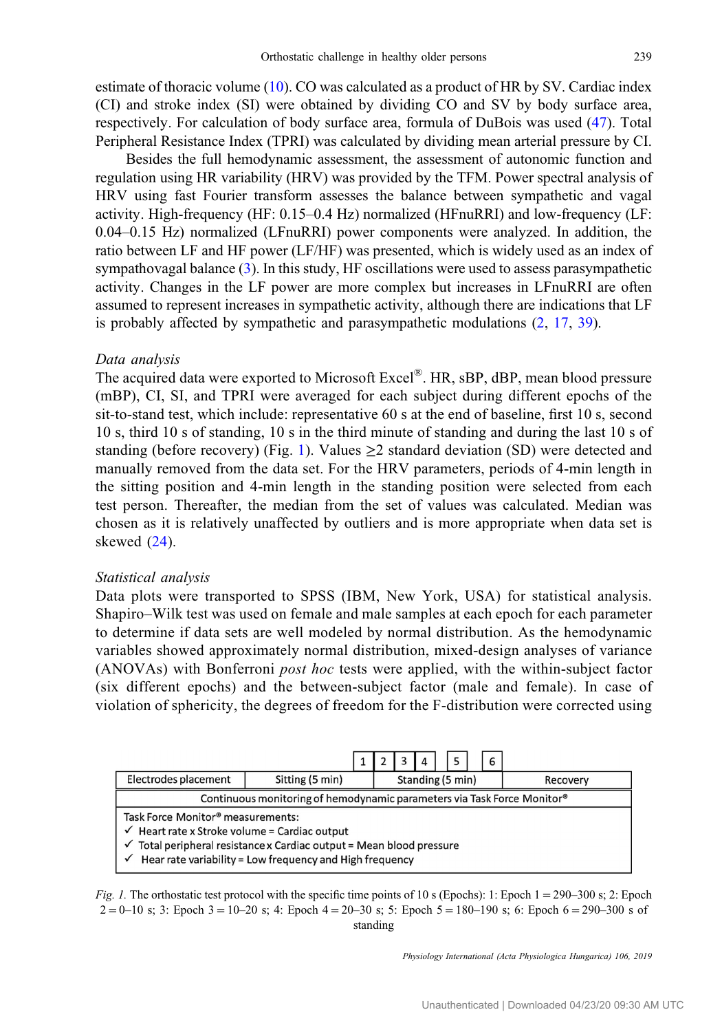estimate of thoracic volume (10). CO was calculated as a product of HR by SV. Cardiac index (CI) and stroke index (SI) were obtained by dividing CO and SV by body surface area, respectively. For calculation of body surface area, formula of DuBois was used (47). Total Peripheral Resistance Index (TPRI) was calculated by dividing mean arterial pressure by CI.

Besides the full hemodynamic assessment, the assessment of autonomic function and regulation using HR variability (HRV) was provided by the TFM. Power spectral analysis of HRV using fast Fourier transform assesses the balance between sympathetic and vagal activity. High-frequency (HF: 0.15–0.4 Hz) normalized (HFnuRRI) and low-frequency (LF: 0.04–0.15 Hz) normalized (LFnuRRI) power components were analyzed. In addition, the ratio between LF and HF power (LF/HF) was presented, which is widely used as an index of sympathovagal balance (3). In this study, HF oscillations were used to assess parasympathetic activity. Changes in the LF power are more complex but increases in LFnuRRI are often assumed to represent increases in sympathetic activity, although there are indications that LF is probably affected by sympathetic and parasympathetic modulations (2, 17, 39).

*Data analysis*

The acquired data were exported to Microsoft Excel®. HR, sBP, dBP, mean blood pressure (mBP), CI, SI, and TPRI were averaged for each subject during different epochs of the sit-to-stand test, which include: representative 60 s at the end of baseline, first 10 s, second 10 s, third 10 s of standing, 10 s in the third minute of standing and during the last 10 s of standing (before recovery) (Fig. 1). Values ≥2 standard deviation (SD) were detected and manually removed from the data set. For the HRV parameters, periods of 4-min length in the sitting position and 4-min length in the standing position were selected from each test person. Thereafter, the median from the set of values was calculated. Median was chosen as it is relatively unaffected by outliers and is more appropriate when data set is skewed (24).

*Statistical analysis*

Data plots were transported to SPSS (IBM, New York, USA) for statistical analysis. Shapiro–Wilk test was used on female and male samples at each epoch for each parameter to determine if data sets are well modeled by normal distribution. As the hemodynamic variables showed approximately normal distribution, mixed-design analyses of variance (ANOVAs) with Bonferroni *post hoc* tests were applied, with the within-subject factor (six different epochs) and the between-subject factor (male and female). In case of violation of sphericity, the degrees of freedom for the F-distribution were corrected using

| Electrodes placement | Sitting (5 min) [1] | Standing (5 min) [2] [3] [4] [5] [6] | Recovery |
|---|---|---|---|
| Continuous monitoring of hemodynamic parameters via Task Force Monitor® | | | |

Task Force Monitor® measurements:
- ✓ Heart rate x Stroke volume = Cardiac output
- ✓ Total peripheral resistance x Cardiac output = Mean blood pressure
- ✓ Hear rate variability = Low frequency and High frequency

*Fig. 1.* The orthostatic test protocol with the specific time points of 10 s (Epochs): 1: Epoch 1 = 290–300 s; 2: Epoch 2 = 0–10 s; 3: Epoch 3 = 10–20 s; 4: Epoch 4 = 20–30 s; 5: Epoch 5 = 180–190 s; 6: Epoch 6 = 290–300 s of standing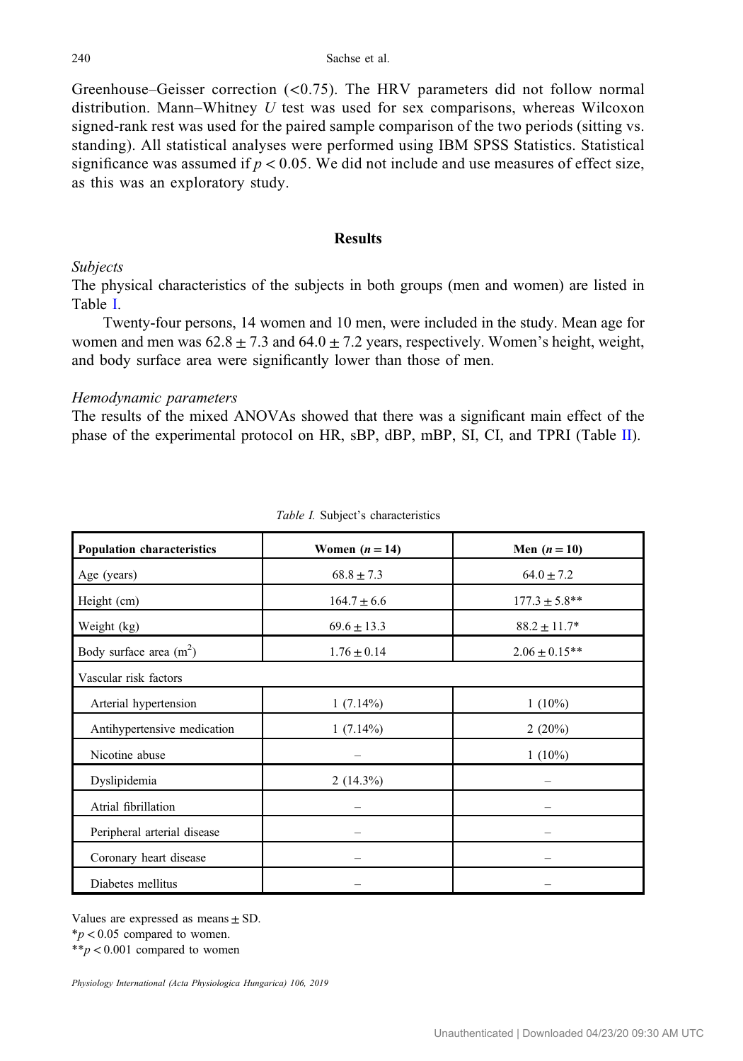Greenhouse–Geisser correction (<0.75). The HRV parameters did not follow normal distribution. Mann–Whitney *U* test was used for sex comparisons, whereas Wilcoxon signed-rank rest was used for the paired sample comparison of the two periods (sitting vs. standing). All statistical analyses were performed using IBM SPSS Statistics. Statistical significance was assumed if $p < 0.05$. We did not include and use measures of effect size, as this was an exploratory study.

## Results

### *Subjects*

The physical characteristics of the subjects in both groups (men and women) are listed in Table I.

Twenty-four persons, 14 women and 10 men, were included in the study. Mean age for women and men was $62.8 \pm 7.3$ and $64.0 \pm 7.2$ years, respectively. Women's height, weight, and body surface area were significantly lower than those of men.

### *Hemodynamic parameters*

The results of the mixed ANOVAs showed that there was a significant main effect of the phase of the experimental protocol on HR, sBP, dBP, mBP, SI, CI, and TPRI (Table II).

*Table I.* Subject's characteristics

| **Population characteristics** | **Women ($n = 14$)** | **Men ($n = 10$)** |
|---|---|---|
| Age (years) | $68.8 \pm 7.3$ | $64.0 \pm 7.2$ |
| Height (cm) | $164.7 \pm 6.6$ | $177.3 \pm 5.8$** |
| Weight (kg) | $69.6 \pm 13.3$ | $88.2 \pm 11.7$* |
| Body surface area ($m^2$) | $1.76 \pm 0.14$ | $2.06 \pm 0.15$** |
| Vascular risk factors | | |
| Arterial hypertension | 1 (7.14%) | 1 (10%) |
| Antihypertensive medication | 1 (7.14%) | 2 (20%) |
| Nicotine abuse | – | 1 (10%) |
| Dyslipidemia | 2 (14.3%) | – |
| Atrial fibrillation | – | – |
| Peripheral arterial disease | – | – |
| Coronary heart disease | – | – |
| Diabetes mellitus | – | – |

Values are expressed as means ± SD.
*$p < 0.05$ compared to women.
**$p < 0.001$ compared to women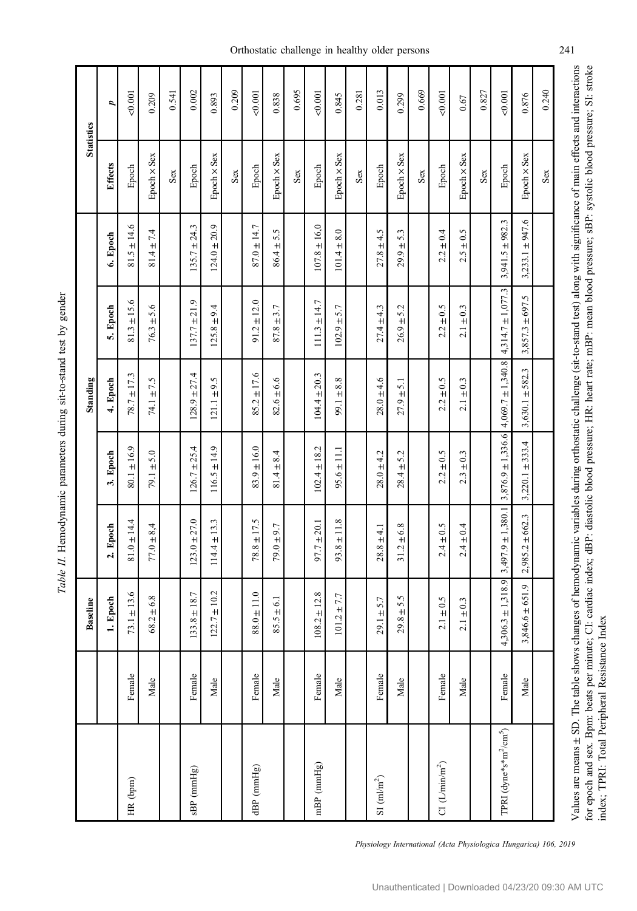*Table II.* Hemodynamic parameters during sit-to-stand test by gender

| | | Baseline | | Standing | | | | Statistics | |
|---|---|---|---|---|---|---|---|---|---|
| | | 1. Epoch | 2. Epoch | 3. Epoch | 4. Epoch | 5. Epoch | 6. Epoch | Effects | *p* |
| HR (bpm) | Female | 73.1 ± 13.6 | 81.0 ± 14.4 | 80.1 ± 16.9 | 78.7 ± 17.3 | 81.3 ± 15.6 | 81.5 ± 14.6 | Epoch | <0.001 |
| | Male | 68.2 ± 6.8 | 77.0 ± 8.4 | 79.1 ± 5.0 | 74.1 ± 7.5 | 76.3 ± 5.6 | 81.4 ± 7.4 | Epoch × Sex | 0.209 |
| | | | | | | | | Sex | 0.541 |
| sBP (mmHg) | Female | 133.8 ± 18.7 | 123.0 ± 27.0 | 126.7 ± 25.4 | 128.9 ± 27.4 | 137.7 ± 21.9 | 135.7 ± 24.3 | Epoch | 0.002 |
| | Male | 122.7 ± 10.2 | 114.4 ± 13.3 | 116.5 ± 14.9 | 121.1 ± 9.5 | 125.8 ± 9.4 | 124.0 ± 20.9 | Epoch × Sex | 0.893 |
| | | | | | | | | Sex | 0.209 |
| dBP (mmHg) | Female | 88.0 ± 11.0 | 78.8 ± 17.5 | 83.9 ± 16.0 | 85.2 ± 17.6 | 91.2 ± 12.0 | 87.0 ± 14.7 | Epoch | <0.001 |
| | Male | 85.5 ± 6.1 | 79.0 ± 9.7 | 81.4 ± 8.4 | 82.6 ± 6.6 | 87.8 ± 3.7 | 86.4 ± 5.5 | Epoch × Sex | 0.838 |
| | | | | | | | | Sex | 0.695 |
| mBP (mmHg) | Female | 108.2 ± 12.8 | 97.7 ± 20.1 | 102.4 ± 18.2 | 104.4 ± 20.3 | 111.3 ± 14.7 | 107.8 ± 16.0 | Epoch | <0.001 |
| | Male | 101.2 ± 7.7 | 93.8 ± 11.8 | 95.6 ± 11.1 | 99.1 ± 8.8 | 102.9 ± 5.7 | 101.4 ± 8.0 | Epoch × Sex | 0.845 |
| | | | | | | | | Sex | 0.281 |
| SI (ml/m$^2$) | Female | 29.1 ± 5.7 | 28.8 ± 4.1 | 28.0 ± 4.2 | 28.0 ± 4.6 | 27.4 ± 4.3 | 27.8 ± 4.5 | Epoch | 0.013 |
| | Male | 29.8 ± 5.5 | 31.2 ± 6.8 | 28.4 ± 5.2 | 27.9 ± 5.1 | 26.9 ± 5.2 | 29.9 ± 5.3 | Epoch × Sex | 0.299 |
| | | | | | | | | Sex | 0.669 |
| CI (L/min/m$^2$) | Female | 2.1 ± 0.5 | 2.4 ± 0.5 | 2.2 ± 0.5 | 2.2 ± 0.5 | 2.2 ± 0.5 | 2.2 ± 0.4 | Epoch | <0.001 |
| | Male | 2.1 ± 0.3 | 2.4 ± 0.4 | 2.3 ± 0.3 | 2.1 ± 0.3 | 2.1 ± 0.3 | 2.5 ± 0.5 | Epoch × Sex | 0.67 |
| | | | | | | | | Sex | 0.827 |
| TPRI (dyne\*s\*m$^2$/cm$^5$) | Female | 4,306.3 ± 1,318.9 | 3,497.9 ± 1,380.1 | 3,876.9 ± 1,336.6 | 4,069.7 ± 1,340.8 | 4,314.7 ± 1,077.3 | 3,941.5 ± 982.3 | Epoch | <0.001 |
| | Male | 3,846.6 ± 651.9 | 2,985.2 ± 662.3 | 3,220.1 ± 333.4 | 3,630.1 ± 582.3 | 3,857.3 ± 697.5 | 3,233.1 ± 947.6 | Epoch × Sex | 0.876 |
| | | | | | | | | Sex | 0.240 |

Values are means ± SD. The table shows changes of hemodynamic variables during orthostatic challenge (sit-to-stand test) along with significance of main effects and interactions for epoch and sex. Bpm: beats per minute; CI: cardiac index; dBP: diastolic blood pressure; HR: heart rate; mBP: mean blood pressure; sBP: systolic blood pressure; SI: stroke index; TPRI: Total Peripheral Resistance Index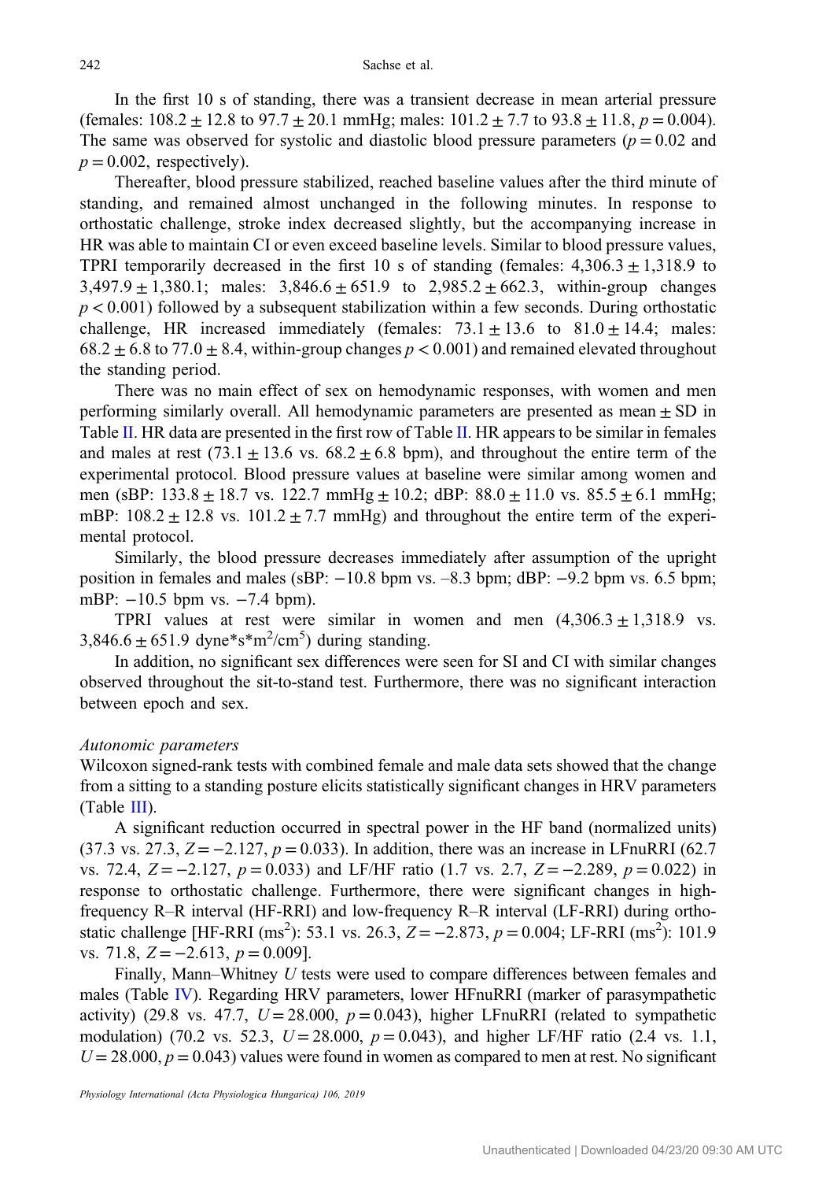In the first 10 s of standing, there was a transient decrease in mean arterial pressure (females: 108.2 ± 12.8 to 97.7 ± 20.1 mmHg; males: 101.2 ± 7.7 to 93.8 ± 11.8, $p = 0.004$). The same was observed for systolic and diastolic blood pressure parameters ($p = 0.02$ and $p = 0.002$, respectively).

Thereafter, blood pressure stabilized, reached baseline values after the third minute of standing, and remained almost unchanged in the following minutes. In response to orthostatic challenge, stroke index decreased slightly, but the accompanying increase in HR was able to maintain CI or even exceed baseline levels. Similar to blood pressure values, TPRI temporarily decreased in the first 10 s of standing (females: 4,306.3 ± 1,318.9 to 3,497.9 ± 1,380.1; males: 3,846.6 ± 651.9 to 2,985.2 ± 662.3, within-group changes $p < 0.001$) followed by a subsequent stabilization within a few seconds. During orthostatic challenge, HR increased immediately (females: 73.1 ± 13.6 to 81.0 ± 14.4; males: 68.2 ± 6.8 to 77.0 ± 8.4, within-group changes $p < 0.001$) and remained elevated throughout the standing period.

There was no main effect of sex on hemodynamic responses, with women and men performing similarly overall. All hemodynamic parameters are presented as mean ± SD in Table II. HR data are presented in the first row of Table II. HR appears to be similar in females and males at rest (73.1 ± 13.6 vs. 68.2 ± 6.8 bpm), and throughout the entire term of the experimental protocol. Blood pressure values at baseline were similar among women and men (sBP: 133.8 ± 18.7 vs. 122.7 mmHg ± 10.2; dBP: 88.0 ± 11.0 vs. 85.5 ± 6.1 mmHg; mBP: 108.2 ± 12.8 vs. 101.2 ± 7.7 mmHg) and throughout the entire term of the experimental protocol.

Similarly, the blood pressure decreases immediately after assumption of the upright position in females and males (sBP: −10.8 bpm vs. –8.3 bpm; dBP: −9.2 bpm vs. 6.5 bpm; mBP: −10.5 bpm vs. −7.4 bpm).

TPRI values at rest were similar in women and men (4,306.3 ± 1,318.9 vs. 3,846.6 ± 651.9 dyne\*s\*m$^2$/cm$^5$) during standing.

In addition, no significant sex differences were seen for SI and CI with similar changes observed throughout the sit-to-stand test. Furthermore, there was no significant interaction between epoch and sex.

*Autonomic parameters*

Wilcoxon signed-rank tests with combined female and male data sets showed that the change from a sitting to a standing posture elicits statistically significant changes in HRV parameters (Table III).

A significant reduction occurred in spectral power in the HF band (normalized units) (37.3 vs. 27.3, $Z = -2.127$, $p = 0.033$). In addition, there was an increase in LFnuRRI (62.7 vs. 72.4, $Z = -2.127$, $p = 0.033$) and LF/HF ratio (1.7 vs. 2.7, $Z = -2.289$, $p = 0.022$) in response to orthostatic challenge. Furthermore, there were significant changes in high-frequency R–R interval (HF-RRI) and low-frequency R–R interval (LF-RRI) during orthostatic challenge [HF-RRI (ms$^2$): 53.1 vs. 26.3, $Z = -2.873$, $p = 0.004$; LF-RRI (ms$^2$): 101.9 vs. 71.8, $Z = -2.613$, $p = 0.009$].

Finally, Mann–Whitney *U* tests were used to compare differences between females and males (Table IV). Regarding HRV parameters, lower HFnuRRI (marker of parasympathetic activity) (29.8 vs. 47.7, $U = 28.000$, $p = 0.043$), higher LFnuRRI (related to sympathetic modulation) (70.2 vs. 52.3, $U = 28.000$, $p = 0.043$), and higher LF/HF ratio (2.4 vs. 1.1, $U = 28.000$, $p = 0.043$) values were found in women as compared to men at rest. No significant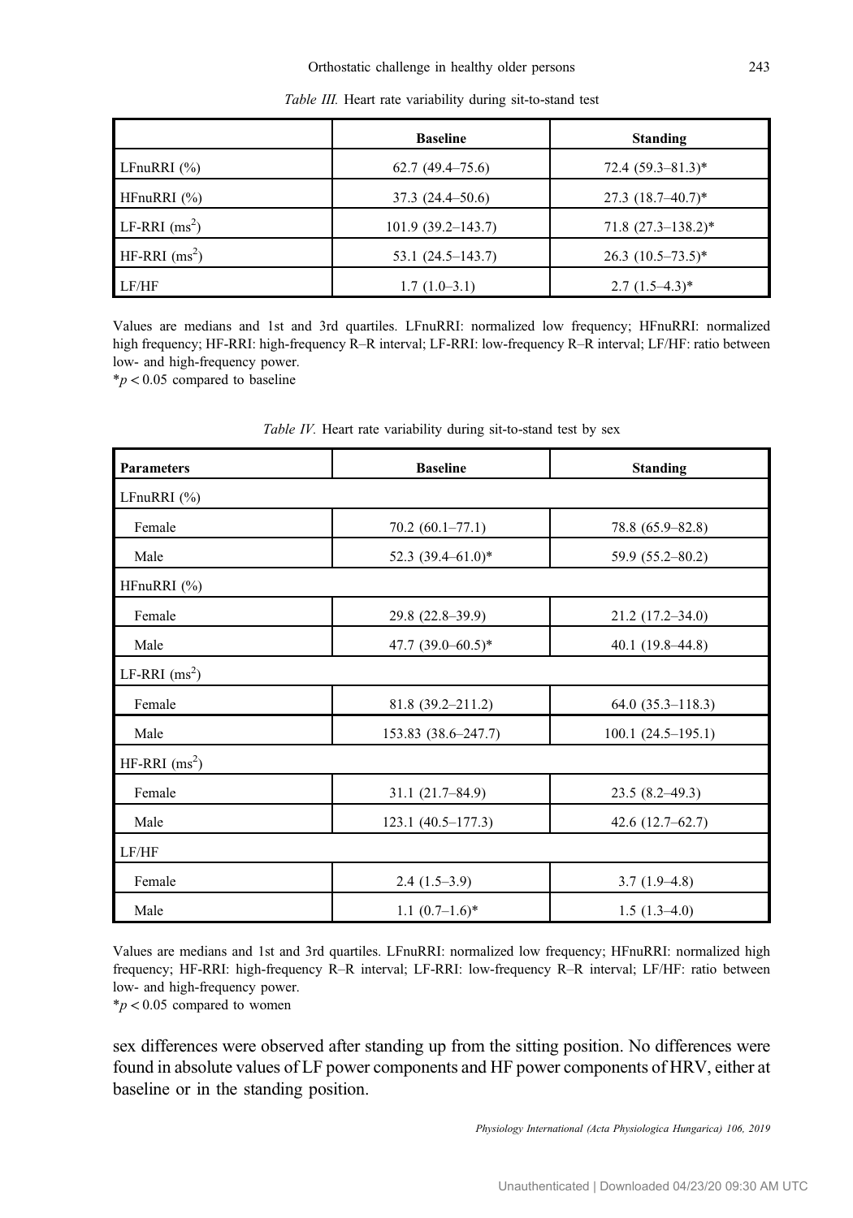*Table III.* Heart rate variability during sit-to-stand test

| | Baseline | Standing |
|---|---|---|
| LFnuRRI (%) | 62.7 (49.4–75.6) | 72.4 (59.3–81.3)* |
| HFnuRRI (%) | 37.3 (24.4–50.6) | 27.3 (18.7–40.7)* |
| LF-RRI ($ms^2$) | 101.9 (39.2–143.7) | 71.8 (27.3–138.2)* |
| HF-RRI ($ms^2$) | 53.1 (24.5–143.7) | 26.3 (10.5–73.5)* |
| LF/HF | 1.7 (1.0–3.1) | 2.7 (1.5–4.3)* |

Values are medians and 1st and 3rd quartiles. LFnuRRI: normalized low frequency; HFnuRRI: normalized high frequency; HF-RRI: high-frequency R–R interval; LF-RRI: low-frequency R–R interval; LF/HF: ratio between low- and high-frequency power.
*$p < 0.05$ compared to baseline

*Table IV.* Heart rate variability during sit-to-stand test by sex

| Parameters | Baseline | Standing |
|---|---|---|
| LFnuRRI (%) | | |
| Female | 70.2 (60.1–77.1) | 78.8 (65.9–82.8) |
| Male | 52.3 (39.4–61.0)* | 59.9 (55.2–80.2) |
| HFnuRRI (%) | | |
| Female | 29.8 (22.8–39.9) | 21.2 (17.2–34.0) |
| Male | 47.7 (39.0–60.5)* | 40.1 (19.8–44.8) |
| LF-RRI ($ms^2$) | | |
| Female | 81.8 (39.2–211.2) | 64.0 (35.3–118.3) |
| Male | 153.83 (38.6–247.7) | 100.1 (24.5–195.1) |
| HF-RRI ($ms^2$) | | |
| Female | 31.1 (21.7–84.9) | 23.5 (8.2–49.3) |
| Male | 123.1 (40.5–177.3) | 42.6 (12.7–62.7) |
| LF/HF | | |
| Female | 2.4 (1.5–3.9) | 3.7 (1.9–4.8) |
| Male | 1.1 (0.7–1.6)* | 1.5 (1.3–4.0) |

Values are medians and 1st and 3rd quartiles. LFnuRRI: normalized low frequency; HFnuRRI: normalized high frequency; HF-RRI: high-frequency R–R interval; LF-RRI: low-frequency R–R interval; LF/HF: ratio between low- and high-frequency power.
*$p < 0.05$ compared to women

sex differences were observed after standing up from the sitting position. No differences were found in absolute values of LF power components and HF power components of HRV, either at baseline or in the standing position.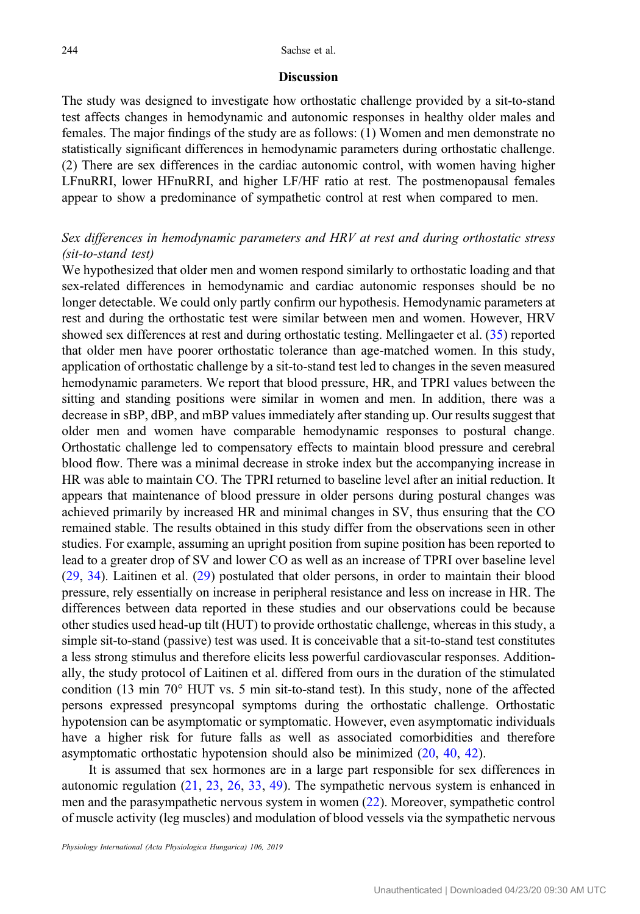## Discussion

The study was designed to investigate how orthostatic challenge provided by a sit-to-stand test affects changes in hemodynamic and autonomic responses in healthy older males and females. The major findings of the study are as follows: (1) Women and men demonstrate no statistically significant differences in hemodynamic parameters during orthostatic challenge. (2) There are sex differences in the cardiac autonomic control, with women having higher LFnuRRI, lower HFnuRRI, and higher LF/HF ratio at rest. The postmenopausal females appear to show a predominance of sympathetic control at rest when compared to men.

### *Sex differences in hemodynamic parameters and HRV at rest and during orthostatic stress (sit-to-stand test)*

We hypothesized that older men and women respond similarly to orthostatic loading and that sex-related differences in hemodynamic and cardiac autonomic responses should be no longer detectable. We could only partly confirm our hypothesis. Hemodynamic parameters at rest and during the orthostatic test were similar between men and women. However, HRV showed sex differences at rest and during orthostatic testing. Mellingaeter et al. (35) reported that older men have poorer orthostatic tolerance than age-matched women. In this study, application of orthostatic challenge by a sit-to-stand test led to changes in the seven measured hemodynamic parameters. We report that blood pressure, HR, and TPRI values between the sitting and standing positions were similar in women and men. In addition, there was a decrease in sBP, dBP, and mBP values immediately after standing up. Our results suggest that older men and women have comparable hemodynamic responses to postural change. Orthostatic challenge led to compensatory effects to maintain blood pressure and cerebral blood flow. There was a minimal decrease in stroke index but the accompanying increase in HR was able to maintain CO. The TPRI returned to baseline level after an initial reduction. It appears that maintenance of blood pressure in older persons during postural changes was achieved primarily by increased HR and minimal changes in SV, thus ensuring that the CO remained stable. The results obtained in this study differ from the observations seen in other studies. For example, assuming an upright position from supine position has been reported to lead to a greater drop of SV and lower CO as well as an increase of TPRI over baseline level (29, 34). Laitinen et al. (29) postulated that older persons, in order to maintain their blood pressure, rely essentially on increase in peripheral resistance and less on increase in HR. The differences between data reported in these studies and our observations could be because other studies used head-up tilt (HUT) to provide orthostatic challenge, whereas in this study, a simple sit-to-stand (passive) test was used. It is conceivable that a sit-to-stand test constitutes a less strong stimulus and therefore elicits less powerful cardiovascular responses. Additionally, the study protocol of Laitinen et al. differed from ours in the duration of the stimulated condition (13 min 70° HUT vs. 5 min sit-to-stand test). In this study, none of the affected persons expressed presyncopal symptoms during the orthostatic challenge. Orthostatic hypotension can be asymptomatic or symptomatic. However, even asymptomatic individuals have a higher risk for future falls as well as associated comorbidities and therefore asymptomatic orthostatic hypotension should also be minimized (20, 40, 42).

It is assumed that sex hormones are in a large part responsible for sex differences in autonomic regulation (21, 23, 26, 33, 49). The sympathetic nervous system is enhanced in men and the parasympathetic nervous system in women (22). Moreover, sympathetic control of muscle activity (leg muscles) and modulation of blood vessels via the sympathetic nervous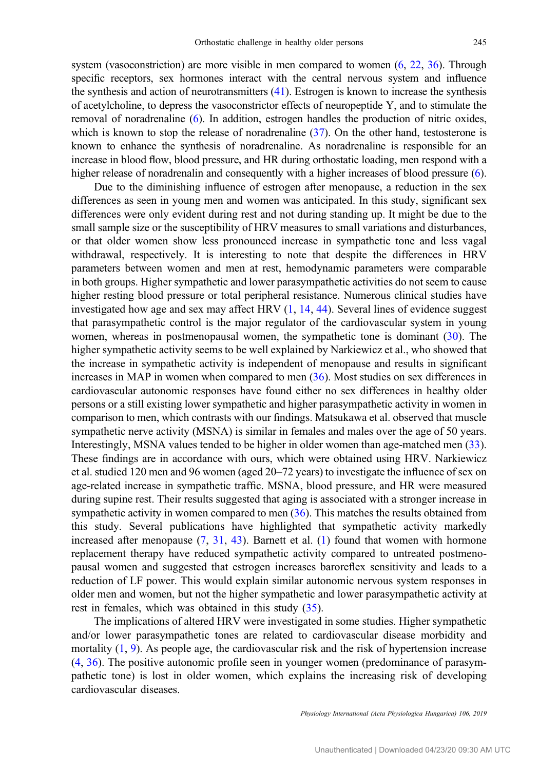system (vasoconstriction) are more visible in men compared to women (6, 22, 36). Through specific receptors, sex hormones interact with the central nervous system and influence the synthesis and action of neurotransmitters (41). Estrogen is known to increase the synthesis of acetylcholine, to depress the vasoconstrictor effects of neuropeptide Y, and to stimulate the removal of noradrenaline (6). In addition, estrogen handles the production of nitric oxides, which is known to stop the release of noradrenaline (37). On the other hand, testosterone is known to enhance the synthesis of noradrenaline. As noradrenaline is responsible for an increase in blood flow, blood pressure, and HR during orthostatic loading, men respond with a higher release of noradrenalin and consequently with a higher increases of blood pressure (6).

Due to the diminishing influence of estrogen after menopause, a reduction in the sex differences as seen in young men and women was anticipated. In this study, significant sex differences were only evident during rest and not during standing up. It might be due to the small sample size or the susceptibility of HRV measures to small variations and disturbances, or that older women show less pronounced increase in sympathetic tone and less vagal withdrawal, respectively. It is interesting to note that despite the differences in HRV parameters between women and men at rest, hemodynamic parameters were comparable in both groups. Higher sympathetic and lower parasympathetic activities do not seem to cause higher resting blood pressure or total peripheral resistance. Numerous clinical studies have investigated how age and sex may affect HRV (1, 14, 44). Several lines of evidence suggest that parasympathetic control is the major regulator of the cardiovascular system in young women, whereas in postmenopausal women, the sympathetic tone is dominant (30). The higher sympathetic activity seems to be well explained by Narkiewicz et al., who showed that the increase in sympathetic activity is independent of menopause and results in significant increases in MAP in women when compared to men (36). Most studies on sex differences in cardiovascular autonomic responses have found either no sex differences in healthy older persons or a still existing lower sympathetic and higher parasympathetic activity in women in comparison to men, which contrasts with our findings. Matsukawa et al. observed that muscle sympathetic nerve activity (MSNA) is similar in females and males over the age of 50 years. Interestingly, MSNA values tended to be higher in older women than age-matched men (33). These findings are in accordance with ours, which were obtained using HRV. Narkiewicz et al. studied 120 men and 96 women (aged 20–72 years) to investigate the influence of sex on age-related increase in sympathetic traffic. MSNA, blood pressure, and HR were measured during supine rest. Their results suggested that aging is associated with a stronger increase in sympathetic activity in women compared to men (36). This matches the results obtained from this study. Several publications have highlighted that sympathetic activity markedly increased after menopause (7, 31, 43). Barnett et al. (1) found that women with hormone replacement therapy have reduced sympathetic activity compared to untreated postmenopausal women and suggested that estrogen increases baroreflex sensitivity and leads to a reduction of LF power. This would explain similar autonomic nervous system responses in older men and women, but not the higher sympathetic and lower parasympathetic activity at rest in females, which was obtained in this study (35).

The implications of altered HRV were investigated in some studies. Higher sympathetic and/or lower parasympathetic tones are related to cardiovascular disease morbidity and mortality (1, 9). As people age, the cardiovascular risk and the risk of hypertension increase (4, 36). The positive autonomic profile seen in younger women (predominance of parasympathetic tone) is lost in older women, which explains the increasing risk of developing cardiovascular diseases.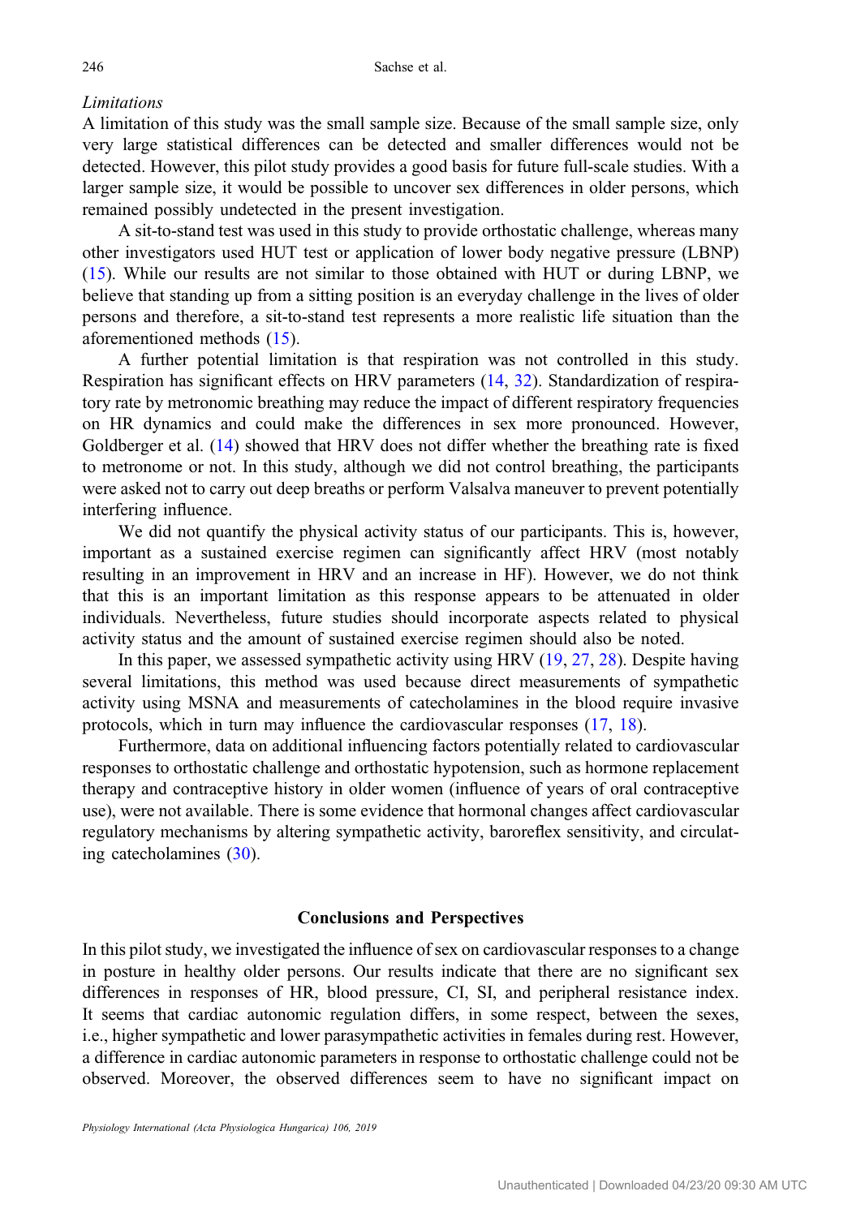*Limitations*

A limitation of this study was the small sample size. Because of the small sample size, only very large statistical differences can be detected and smaller differences would not be detected. However, this pilot study provides a good basis for future full-scale studies. With a larger sample size, it would be possible to uncover sex differences in older persons, which remained possibly undetected in the present investigation.

A sit-to-stand test was used in this study to provide orthostatic challenge, whereas many other investigators used HUT test or application of lower body negative pressure (LBNP) (15). While our results are not similar to those obtained with HUT or during LBNP, we believe that standing up from a sitting position is an everyday challenge in the lives of older persons and therefore, a sit-to-stand test represents a more realistic life situation than the aforementioned methods (15).

A further potential limitation is that respiration was not controlled in this study. Respiration has significant effects on HRV parameters (14, 32). Standardization of respiratory rate by metronomic breathing may reduce the impact of different respiratory frequencies on HR dynamics and could make the differences in sex more pronounced. However, Goldberger et al. (14) showed that HRV does not differ whether the breathing rate is fixed to metronome or not. In this study, although we did not control breathing, the participants were asked not to carry out deep breaths or perform Valsalva maneuver to prevent potentially interfering influence.

We did not quantify the physical activity status of our participants. This is, however, important as a sustained exercise regimen can significantly affect HRV (most notably resulting in an improvement in HRV and an increase in HF). However, we do not think that this is an important limitation as this response appears to be attenuated in older individuals. Nevertheless, future studies should incorporate aspects related to physical activity status and the amount of sustained exercise regimen should also be noted.

In this paper, we assessed sympathetic activity using HRV (19, 27, 28). Despite having several limitations, this method was used because direct measurements of sympathetic activity using MSNA and measurements of catecholamines in the blood require invasive protocols, which in turn may influence the cardiovascular responses (17, 18).

Furthermore, data on additional influencing factors potentially related to cardiovascular responses to orthostatic challenge and orthostatic hypotension, such as hormone replacement therapy and contraceptive history in older women (influence of years of oral contraceptive use), were not available. There is some evidence that hormonal changes affect cardiovascular regulatory mechanisms by altering sympathetic activity, baroreflex sensitivity, and circulating catecholamines (30).

## Conclusions and Perspectives

In this pilot study, we investigated the influence of sex on cardiovascular responses to a change in posture in healthy older persons. Our results indicate that there are no significant sex differences in responses of HR, blood pressure, CI, SI, and peripheral resistance index. It seems that cardiac autonomic regulation differs, in some respect, between the sexes, i.e., higher sympathetic and lower parasympathetic activities in females during rest. However, a difference in cardiac autonomic parameters in response to orthostatic challenge could not be observed. Moreover, the observed differences seem to have no significant impact on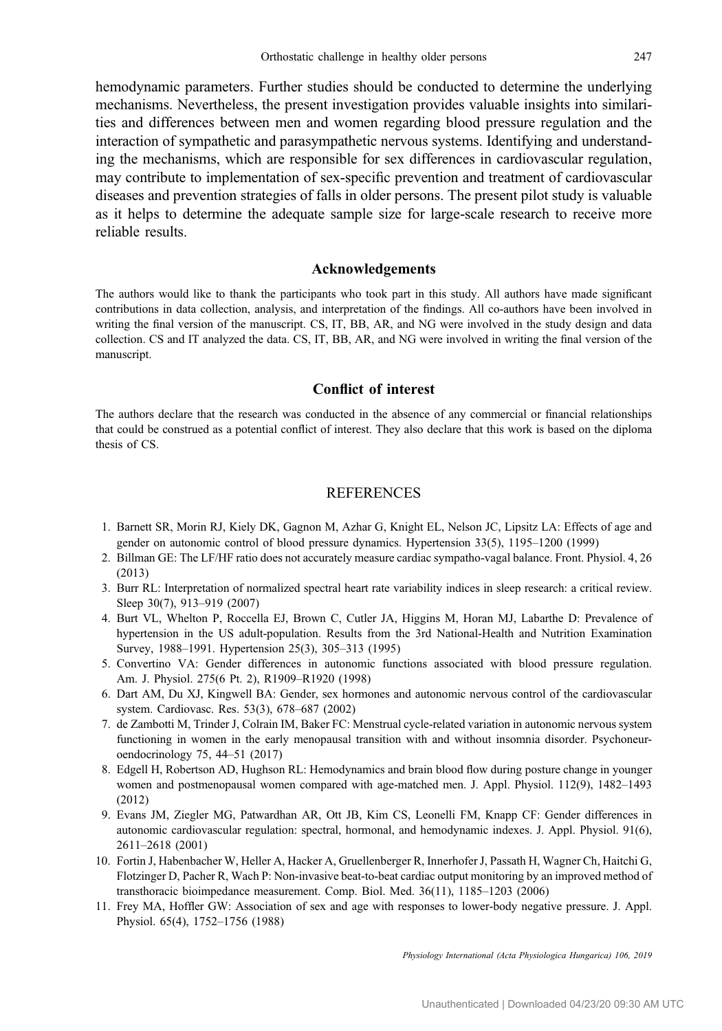hemodynamic parameters. Further studies should be conducted to determine the underlying mechanisms. Nevertheless, the present investigation provides valuable insights into similarities and differences between men and women regarding blood pressure regulation and the interaction of sympathetic and parasympathetic nervous systems. Identifying and understanding the mechanisms, which are responsible for sex differences in cardiovascular regulation, may contribute to implementation of sex-specific prevention and treatment of cardiovascular diseases and prevention strategies of falls in older persons. The present pilot study is valuable as it helps to determine the adequate sample size for large-scale research to receive more reliable results.

## Acknowledgements

The authors would like to thank the participants who took part in this study. All authors have made significant contributions in data collection, analysis, and interpretation of the findings. All co-authors have been involved in writing the final version of the manuscript. CS, IT, BB, AR, and NG were involved in the study design and data collection. CS and IT analyzed the data. CS, IT, BB, AR, and NG were involved in writing the final version of the manuscript.

## Conflict of interest

The authors declare that the research was conducted in the absence of any commercial or financial relationships that could be construed as a potential conflict of interest. They also declare that this work is based on the diploma thesis of CS.

## REFERENCES

1. Barnett SR, Morin RJ, Kiely DK, Gagnon M, Azhar G, Knight EL, Nelson JC, Lipsitz LA: Effects of age and gender on autonomic control of blood pressure dynamics. Hypertension 33(5), 1195–1200 (1999)
2. Billman GE: The LF/HF ratio does not accurately measure cardiac sympatho-vagal balance. Front. Physiol. 4, 26 (2013)
3. Burr RL: Interpretation of normalized spectral heart rate variability indices in sleep research: a critical review. Sleep 30(7), 913–919 (2007)
4. Burt VL, Whelton P, Roccella EJ, Brown C, Cutler JA, Higgins M, Horan MJ, Labarthe D: Prevalence of hypertension in the US adult-population. Results from the 3rd National-Health and Nutrition Examination Survey, 1988–1991. Hypertension 25(3), 305–313 (1995)
5. Convertino VA: Gender differences in autonomic functions associated with blood pressure regulation. Am. J. Physiol. 275(6 Pt. 2), R1909–R1920 (1998)
6. Dart AM, Du XJ, Kingwell BA: Gender, sex hormones and autonomic nervous control of the cardiovascular system. Cardiovasc. Res. 53(3), 678–687 (2002)
7. de Zambotti M, Trinder J, Colrain IM, Baker FC: Menstrual cycle-related variation in autonomic nervous system functioning in women in the early menopausal transition with and without insomnia disorder. Psychoneuroendocrinology 75, 44–51 (2017)
8. Edgell H, Robertson AD, Hughson RL: Hemodynamics and brain blood flow during posture change in younger women and postmenopausal women compared with age-matched men. J. Appl. Physiol. 112(9), 1482–1493 (2012)
9. Evans JM, Ziegler MG, Patwardhan AR, Ott JB, Kim CS, Leonelli FM, Knapp CF: Gender differences in autonomic cardiovascular regulation: spectral, hormonal, and hemodynamic indexes. J. Appl. Physiol. 91(6), 2611–2618 (2001)
10. Fortin J, Habenbacher W, Heller A, Hacker A, Gruellenberger R, Innerhofer J, Passath H, Wagner Ch, Haitchi G, Flotzinger D, Pacher R, Wach P: Non-invasive beat-to-beat cardiac output monitoring by an improved method of transthoracic bioimpedance measurement. Comp. Biol. Med. 36(11), 1185–1203 (2006)
11. Frey MA, Hoffler GW: Association of sex and age with responses to lower-body negative pressure. J. Appl. Physiol. 65(4), 1752–1756 (1988)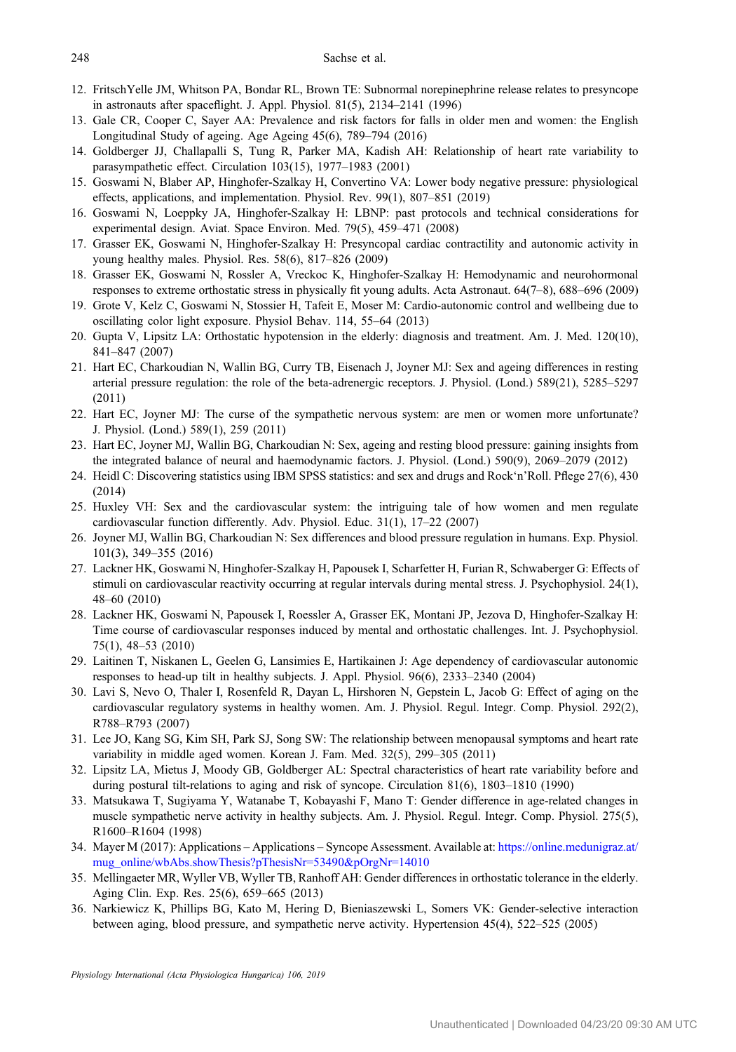12. FritschYelle JM, Whitson PA, Bondar RL, Brown TE: Subnormal norepinephrine release relates to presyncope in astronauts after spaceflight. J. Appl. Physiol. 81(5), 2134–2141 (1996)
13. Gale CR, Cooper C, Sayer AA: Prevalence and risk factors for falls in older men and women: the English Longitudinal Study of ageing. Age Ageing 45(6), 789–794 (2016)
14. Goldberger JJ, Challapalli S, Tung R, Parker MA, Kadish AH: Relationship of heart rate variability to parasympathetic effect. Circulation 103(15), 1977–1983 (2001)
15. Goswami N, Blaber AP, Hinghofer-Szalkay H, Convertino VA: Lower body negative pressure: physiological effects, applications, and implementation. Physiol. Rev. 99(1), 807–851 (2019)
16. Goswami N, Loeppky JA, Hinghofer-Szalkay H: LBNP: past protocols and technical considerations for experimental design. Aviat. Space Environ. Med. 79(5), 459–471 (2008)
17. Grasser EK, Goswami N, Hinghofer-Szalkay H: Presyncopal cardiac contractility and autonomic activity in young healthy males. Physiol. Res. 58(6), 817–826 (2009)
18. Grasser EK, Goswami N, Rossler A, Vreckoc K, Hinghofer-Szalkay H: Hemodynamic and neurohormonal responses to extreme orthostatic stress in physically fit young adults. Acta Astronaut. 64(7–8), 688–696 (2009)
19. Grote V, Kelz C, Goswami N, Stossier H, Tafeit E, Moser M: Cardio-autonomic control and wellbeing due to oscillating color light exposure. Physiol Behav. 114, 55–64 (2013)
20. Gupta V, Lipsitz LA: Orthostatic hypotension in the elderly: diagnosis and treatment. Am. J. Med. 120(10), 841–847 (2007)
21. Hart EC, Charkoudian N, Wallin BG, Curry TB, Eisenach J, Joyner MJ: Sex and ageing differences in resting arterial pressure regulation: the role of the beta-adrenergic receptors. J. Physiol. (Lond.) 589(21), 5285–5297 (2011)
22. Hart EC, Joyner MJ: The curse of the sympathetic nervous system: are men or women more unfortunate? J. Physiol. (Lond.) 589(1), 259 (2011)
23. Hart EC, Joyner MJ, Wallin BG, Charkoudian N: Sex, ageing and resting blood pressure: gaining insights from the integrated balance of neural and haemodynamic factors. J. Physiol. (Lond.) 590(9), 2069–2079 (2012)
24. Heidl C: Discovering statistics using IBM SPSS statistics: and sex and drugs and Rock'n'Roll. Pflege 27(6), 430 (2014)
25. Huxley VH: Sex and the cardiovascular system: the intriguing tale of how women and men regulate cardiovascular function differently. Adv. Physiol. Educ. 31(1), 17–22 (2007)
26. Joyner MJ, Wallin BG, Charkoudian N: Sex differences and blood pressure regulation in humans. Exp. Physiol. 101(3), 349–355 (2016)
27. Lackner HK, Goswami N, Hinghofer-Szalkay H, Papousek I, Scharfetter H, Furian R, Schwaberger G: Effects of stimuli on cardiovascular reactivity occurring at regular intervals during mental stress. J. Psychophysiol. 24(1), 48–60 (2010)
28. Lackner HK, Goswami N, Papousek I, Roessler A, Grasser EK, Montani JP, Jezova D, Hinghofer-Szalkay H: Time course of cardiovascular responses induced by mental and orthostatic challenges. Int. J. Psychophysiol. 75(1), 48–53 (2010)
29. Laitinen T, Niskanen L, Geelen G, Lansimies E, Hartikainen J: Age dependency of cardiovascular autonomic responses to head-up tilt in healthy subjects. J. Appl. Physiol. 96(6), 2333–2340 (2004)
30. Lavi S, Nevo O, Thaler I, Rosenfeld R, Dayan L, Hirshoren N, Gepstein L, Jacob G: Effect of aging on the cardiovascular regulatory systems in healthy women. Am. J. Physiol. Regul. Integr. Comp. Physiol. 292(2), R788–R793 (2007)
31. Lee JO, Kang SG, Kim SH, Park SJ, Song SW: The relationship between menopausal symptoms and heart rate variability in middle aged women. Korean J. Fam. Med. 32(5), 299–305 (2011)
32. Lipsitz LA, Mietus J, Moody GB, Goldberger AL: Spectral characteristics of heart rate variability before and during postural tilt-relations to aging and risk of syncope. Circulation 81(6), 1803–1810 (1990)
33. Matsukawa T, Sugiyama Y, Watanabe T, Kobayashi F, Mano T: Gender difference in age-related changes in muscle sympathetic nerve activity in healthy subjects. Am. J. Physiol. Regul. Integr. Comp. Physiol. 275(5), R1600–R1604 (1998)
34. Mayer M (2017): Applications – Applications – Syncope Assessment. Available at: https://online.medunigraz.at/mug_online/wbAbs.showThesis?pThesisNr=53490&pOrgNr=14010
35. Mellingaeter MR, Wyller VB, Wyller TB, Ranhoff AH: Gender differences in orthostatic tolerance in the elderly. Aging Clin. Exp. Res. 25(6), 659–665 (2013)
36. Narkiewicz K, Phillips BG, Kato M, Hering D, Bieniaszewski L, Somers VK: Gender-selective interaction between aging, blood pressure, and sympathetic nerve activity. Hypertension 45(4), 522–525 (2005)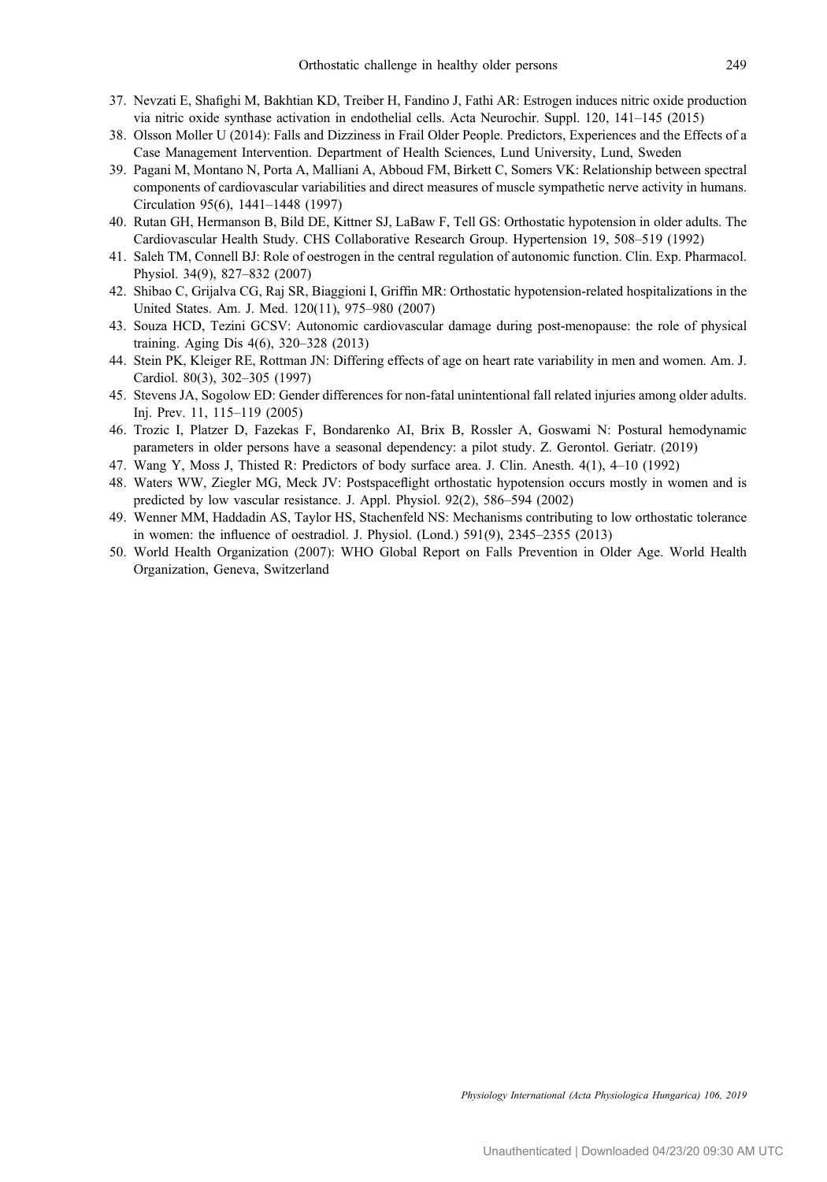37. Nevzati E, Shafighi M, Bakhtian KD, Treiber H, Fandino J, Fathi AR: Estrogen induces nitric oxide production via nitric oxide synthase activation in endothelial cells. Acta Neurochir. Suppl. 120, 141–145 (2015)
38. Olsson Moller U (2014): Falls and Dizziness in Frail Older People. Predictors, Experiences and the Effects of a Case Management Intervention. Department of Health Sciences, Lund University, Lund, Sweden
39. Pagani M, Montano N, Porta A, Malliani A, Abboud FM, Birkett C, Somers VK: Relationship between spectral components of cardiovascular variabilities and direct measures of muscle sympathetic nerve activity in humans. Circulation 95(6), 1441–1448 (1997)
40. Rutan GH, Hermanson B, Bild DE, Kittner SJ, LaBaw F, Tell GS: Orthostatic hypotension in older adults. The Cardiovascular Health Study. CHS Collaborative Research Group. Hypertension 19, 508–519 (1992)
41. Saleh TM, Connell BJ: Role of oestrogen in the central regulation of autonomic function. Clin. Exp. Pharmacol. Physiol. 34(9), 827–832 (2007)
42. Shibao C, Grijalva CG, Raj SR, Biaggioni I, Griffin MR: Orthostatic hypotension-related hospitalizations in the United States. Am. J. Med. 120(11), 975–980 (2007)
43. Souza HCD, Tezini GCSV: Autonomic cardiovascular damage during post-menopause: the role of physical training. Aging Dis 4(6), 320–328 (2013)
44. Stein PK, Kleiger RE, Rottman JN: Differing effects of age on heart rate variability in men and women. Am. J. Cardiol. 80(3), 302–305 (1997)
45. Stevens JA, Sogolow ED: Gender differences for non-fatal unintentional fall related injuries among older adults. Inj. Prev. 11, 115–119 (2005)
46. Trozic I, Platzer D, Fazekas F, Bondarenko AI, Brix B, Rossler A, Goswami N: Postural hemodynamic parameters in older persons have a seasonal dependency: a pilot study. Z. Gerontol. Geriatr. (2019)
47. Wang Y, Moss J, Thisted R: Predictors of body surface area. J. Clin. Anesth. 4(1), 4–10 (1992)
48. Waters WW, Ziegler MG, Meck JV: Postspaceflight orthostatic hypotension occurs mostly in women and is predicted by low vascular resistance. J. Appl. Physiol. 92(2), 586–594 (2002)
49. Wenner MM, Haddadin AS, Taylor HS, Stachenfeld NS: Mechanisms contributing to low orthostatic tolerance in women: the influence of oestradiol. J. Physiol. (Lond.) 591(9), 2345–2355 (2013)
50. World Health Organization (2007): WHO Global Report on Falls Prevention in Older Age. World Health Organization, Geneva, Switzerland